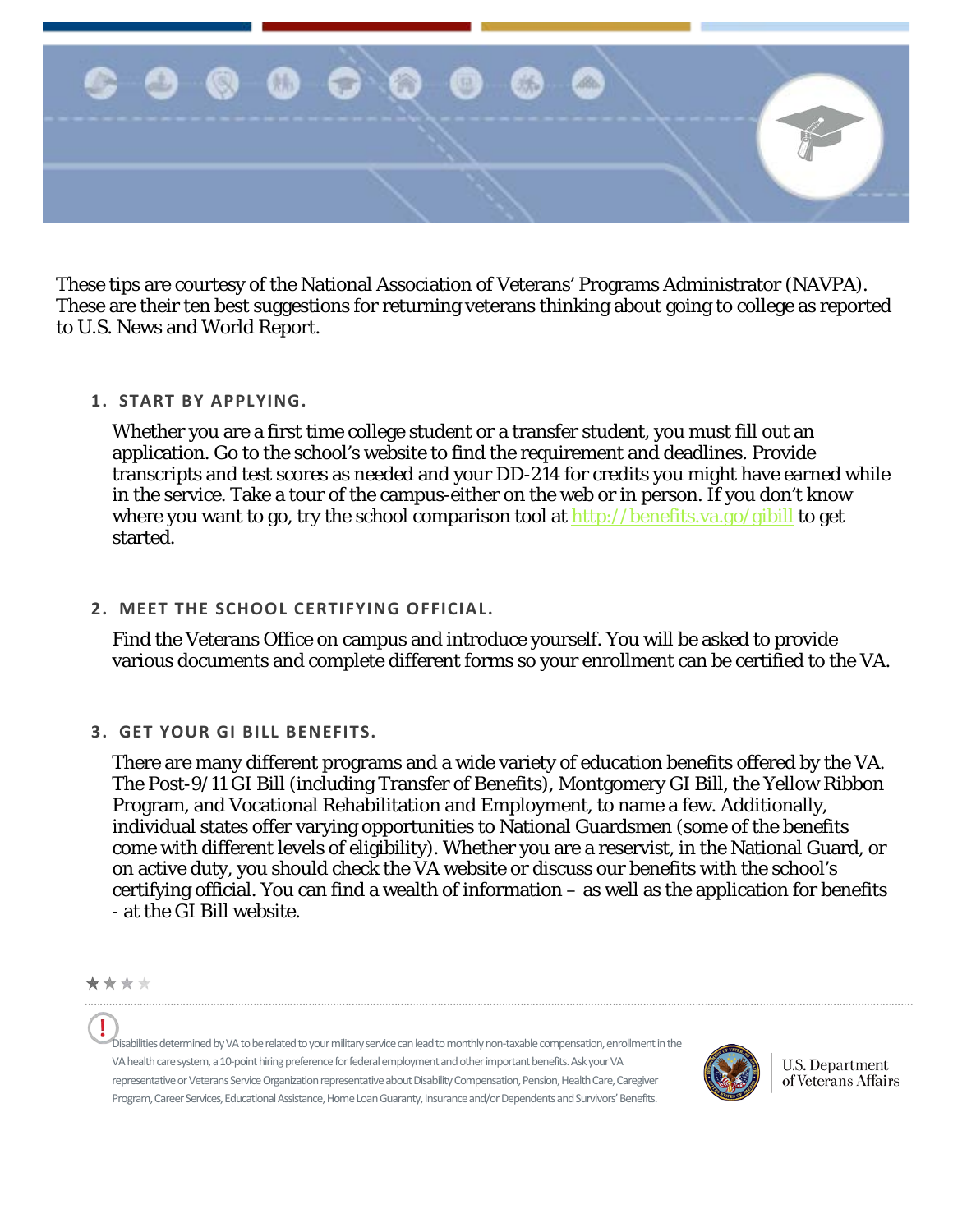These tips are courtesy of the National Association of Veterans' Programs Administrator (NAVPA). These are their ten best suggestions for returning veterans thinking about going to college as reported to U.S. News and World Report.

1. **START BY APPLYING.**

   Whether you are a first time college student or a transfer student, you must fill out an application. Go to the school's website to find the requirement and deadlines. Provide transcripts and test scores as needed and your DD-214 for credits you might have earned while in the service. Take a tour of the campus-either on the web or in person. If you don't know where you want to go, try the school comparison tool at http://benefits.va.go/gibill to get started.

2. **MEET THE SCHOOL CERTIFYING OFFICIAL.**

   Find the Veterans Office on campus and introduce yourself. You will be asked to provide various documents and complete different forms so your enrollment can be certified to the VA.

3. **GET YOUR GI BILL BENEFITS.**

   There are many different programs and a wide variety of education benefits offered by the VA. The Post-9/11 GI Bill (including Transfer of Benefits), Montgomery GI Bill, the Yellow Ribbon Program, and Vocational Rehabilitation and Employment, to name a few. Additionally, individual states offer varying opportunities to National Guardsmen (some of the benefits come with different levels of eligibility). Whether you are a reservist, in the National Guard, or on active duty, you should check the VA website or discuss our benefits with the school's certifying official. You can find a wealth of information – as well as the application for benefits - at the GI Bill website.

Disabilities determined by VA to be related to your military service can lead to monthly non-taxable compensation, enrollment in the VA health care system, a 10-point hiring preference for federal employment and other important benefits. Ask your VA representative or Veterans Service Organization representative about Disability Compensation, Pension, Health Care, Caregiver Program, Career Services, Educational Assistance, Home Loan Guaranty, Insurance and/or Dependents and Survivors' Benefits.

U.S. Department of Veterans Affairs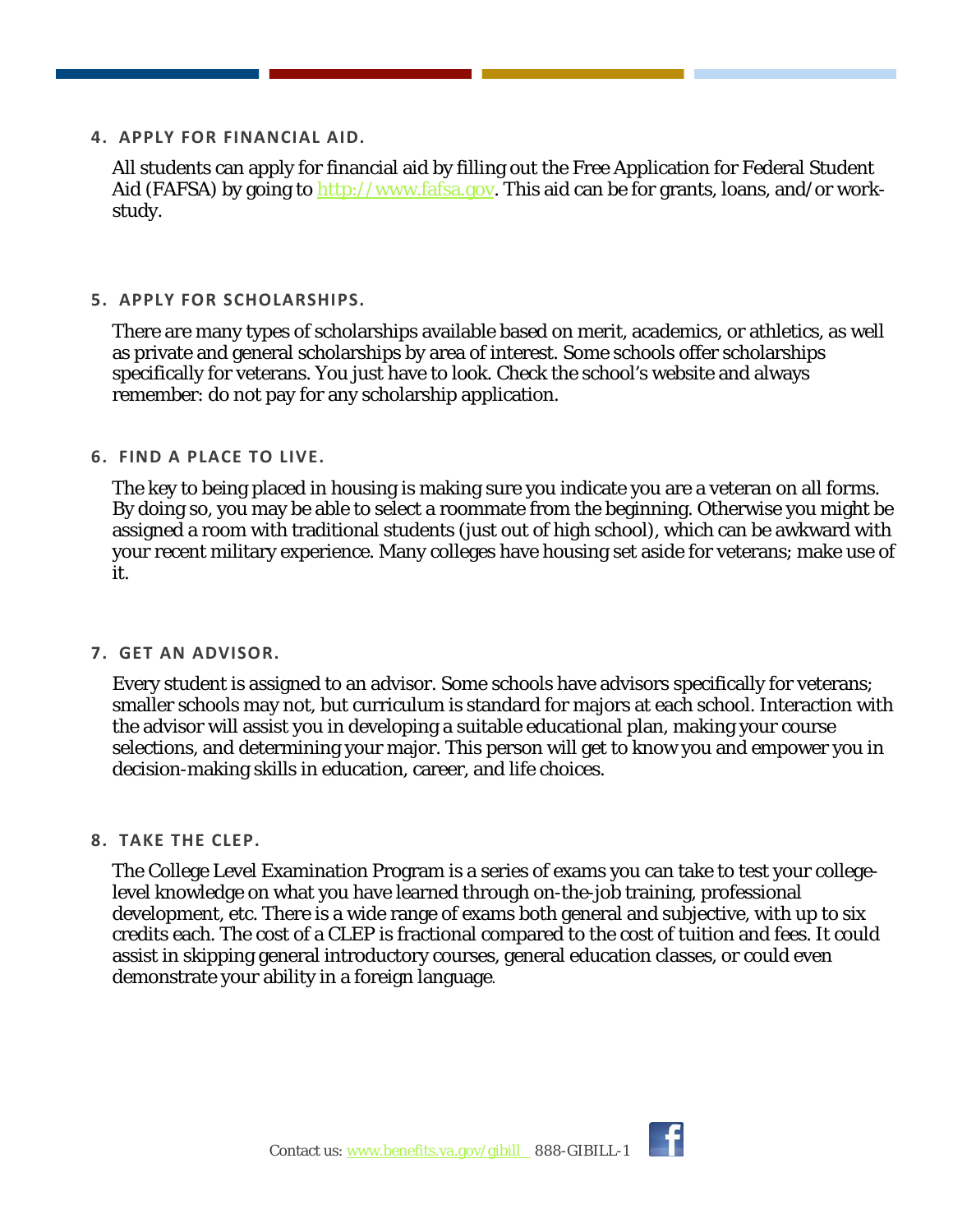### 4. APPLY FOR FINANCIAL AID.

All students can apply for financial aid by filling out the Free Application for Federal Student Aid (FAFSA) by going to [http://www.fafsa.gov](http://www.fafsa.gov). This aid can be for grants, loans, and/or work-study.

### 5. APPLY FOR SCHOLARSHIPS.

There are many types of scholarships available based on merit, academics, or athletics, as well as private and general scholarships by area of interest. Some schools offer scholarships specifically for veterans. You just have to look. Check the school's website and always remember: do not pay for any scholarship application.

### 6. FIND A PLACE TO LIVE.

The key to being placed in housing is making sure you indicate you are a veteran on all forms. By doing so, you may be able to select a roommate from the beginning. Otherwise you might be assigned a room with traditional students (just out of high school), which can be awkward with your recent military experience. Many colleges have housing set aside for veterans; make use of it.

### 7. GET AN ADVISOR.

Every student is assigned to an advisor. Some schools have advisors specifically for veterans; smaller schools may not, but curriculum is standard for majors at each school. Interaction with the advisor will assist you in developing a suitable educational plan, making your course selections, and determining your major. This person will get to know you and empower you in decision-making skills in education, career, and life choices.

### 8. TAKE THE CLEP.

The College Level Examination Program is a series of exams you can take to test your college-level knowledge on what you have learned through on-the-job training, professional development, etc. There is a wide range of exams both general and subjective, with up to six credits each. The cost of a CLEP is fractional compared to the cost of tuition and fees. It could assist in skipping general introductory courses, general education classes, or could even demonstrate your ability in a foreign language.

Contact us: [www.benefits.va.gov/gibill](http://www.benefits.va.gov/gibill) 888-GIBILL-1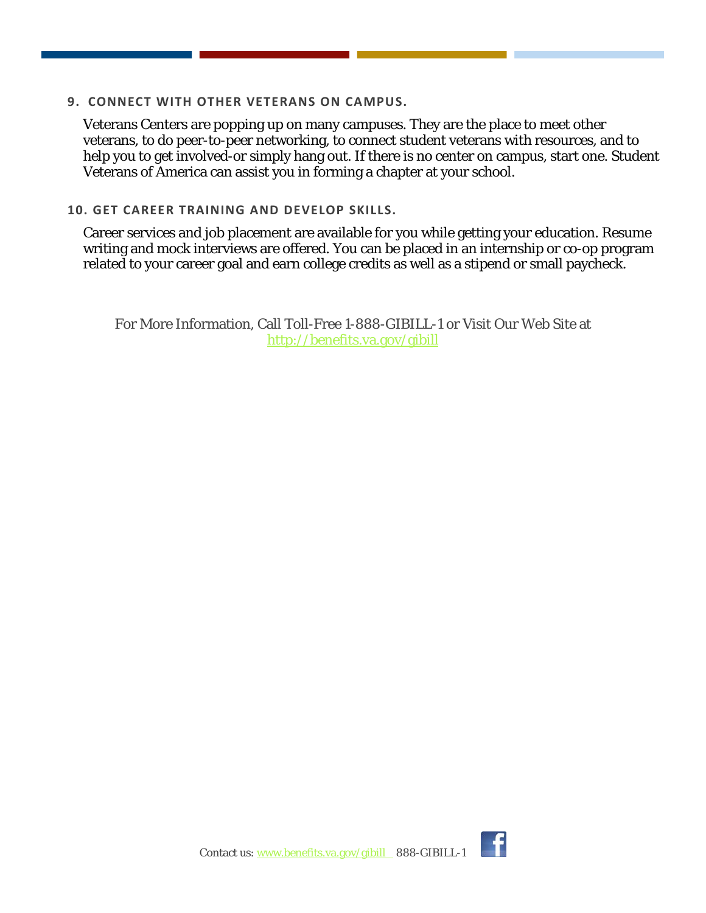### 9. CONNECT WITH OTHER VETERANS ON CAMPUS.

Veterans Centers are popping up on many campuses. They are the place to meet other veterans, to do peer-to-peer networking, to connect student veterans with resources, and to help you to get involved-or simply hang out. If there is no center on campus, start one. Student Veterans of America can assist you in forming a chapter at your school.

### 10. GET CAREER TRAINING AND DEVELOP SKILLS.

Career services and job placement are available for you while getting your education. Resume writing and mock interviews are offered. You can be placed in an internship or co-op program related to your career goal and earn college credits as well as a stipend or small paycheck.

For More Information, Call Toll-Free 1-888-GIBILL-1 or Visit Our Web Site at http://benefits.va.gov/gibill

Contact us: www.benefits.va.gov/gibill 888-GIBILL-1